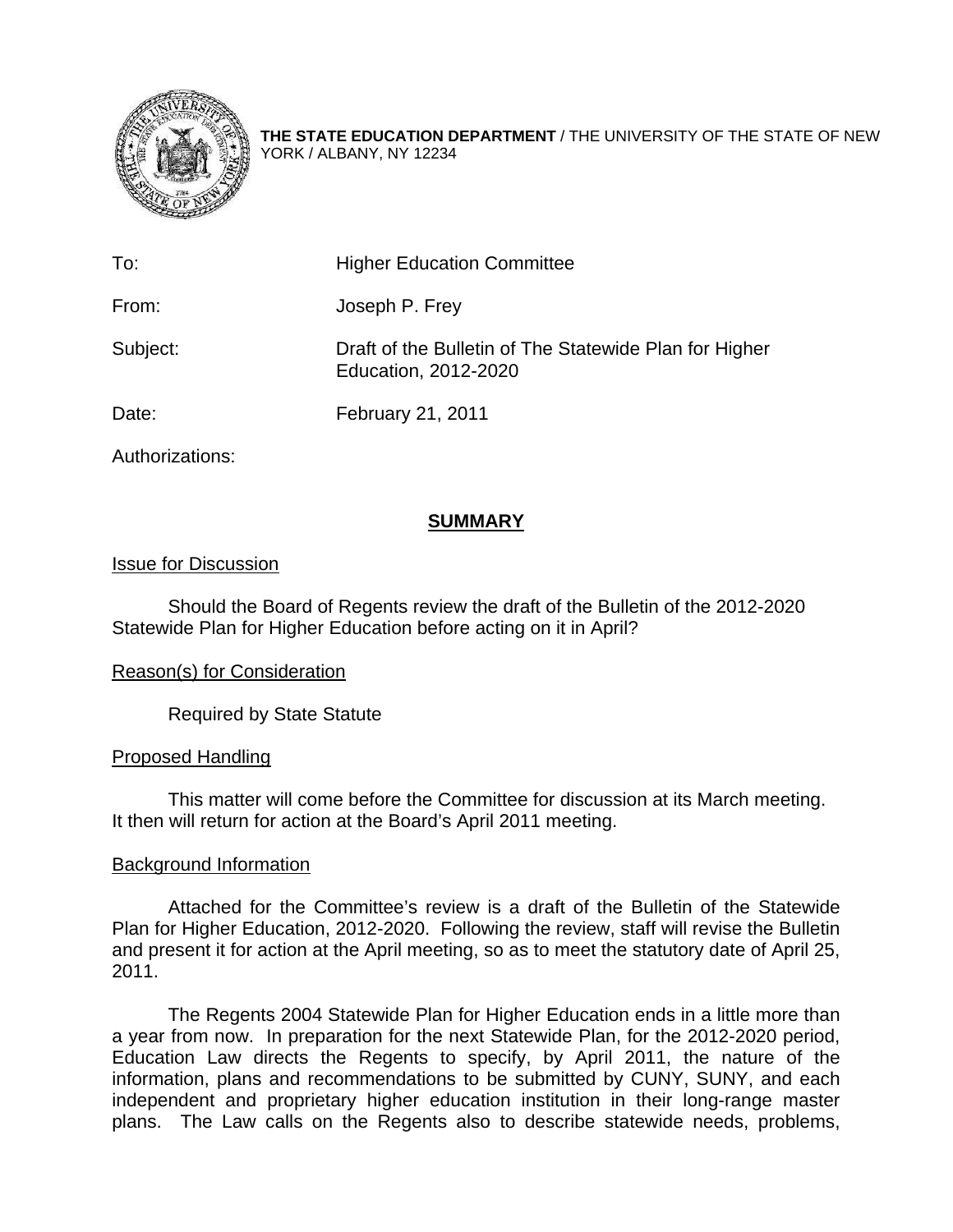**THE STATE EDUCATION DEPARTMENT** / THE UNIVERSITY OF THE STATE OF NEW YORK / ALBANY, NY 12234

| | |
|---|---|
| To: | Higher Education Committee |
| From: | Joseph P. Frey |
| Subject: | Draft of the Bulletin of The Statewide Plan for Higher Education, 2012-2020 |
| Date: | February 21, 2011 |
| Authorizations: | |

## SUMMARY

### Issue for Discussion

Should the Board of Regents review the draft of the Bulletin of the 2012-2020 Statewide Plan for Higher Education before acting on it in April?

### Reason(s) for Consideration

Required by State Statute

### Proposed Handling

This matter will come before the Committee for discussion at its March meeting. It then will return for action at the Board's April 2011 meeting.

### Background Information

Attached for the Committee's review is a draft of the Bulletin of the Statewide Plan for Higher Education, 2012-2020. Following the review, staff will revise the Bulletin and present it for action at the April meeting, so as to meet the statutory date of April 25, 2011.

The Regents 2004 Statewide Plan for Higher Education ends in a little more than a year from now. In preparation for the next Statewide Plan, for the 2012-2020 period, Education Law directs the Regents to specify, by April 2011, the nature of the information, plans and recommendations to be submitted by CUNY, SUNY, and each independent and proprietary higher education institution in their long-range master plans. The Law calls on the Regents also to describe statewide needs, problems,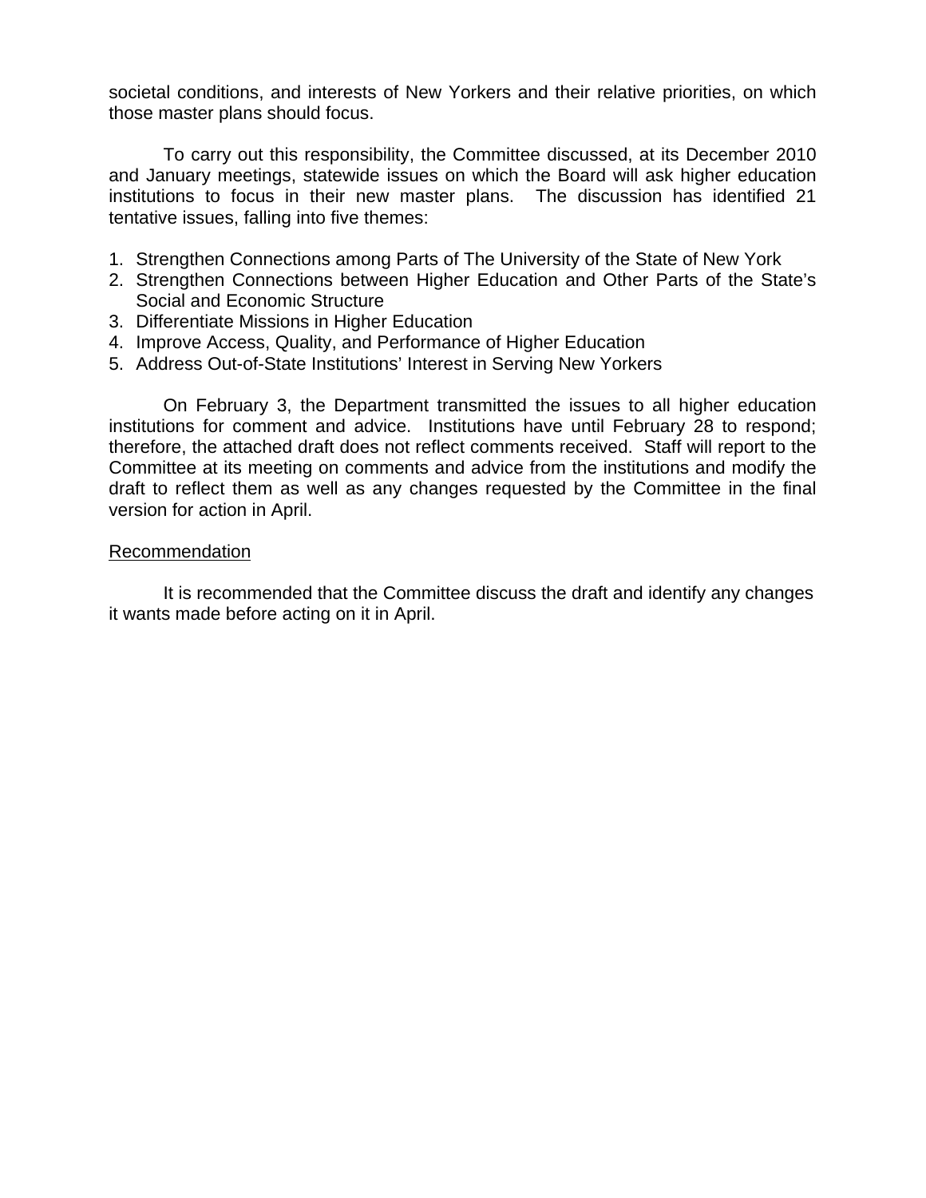societal conditions, and interests of New Yorkers and their relative priorities, on which those master plans should focus.

To carry out this responsibility, the Committee discussed, at its December 2010 and January meetings, statewide issues on which the Board will ask higher education institutions to focus in their new master plans. The discussion has identified 21 tentative issues, falling into five themes:

1. Strengthen Connections among Parts of The University of the State of New York
2. Strengthen Connections between Higher Education and Other Parts of the State's Social and Economic Structure
3. Differentiate Missions in Higher Education
4. Improve Access, Quality, and Performance of Higher Education
5. Address Out-of-State Institutions' Interest in Serving New Yorkers

On February 3, the Department transmitted the issues to all higher education institutions for comment and advice. Institutions have until February 28 to respond; therefore, the attached draft does not reflect comments received. Staff will report to the Committee at its meeting on comments and advice from the institutions and modify the draft to reflect them as well as any changes requested by the Committee in the final version for action in April.

## Recommendation

It is recommended that the Committee discuss the draft and identify any changes it wants made before acting on it in April.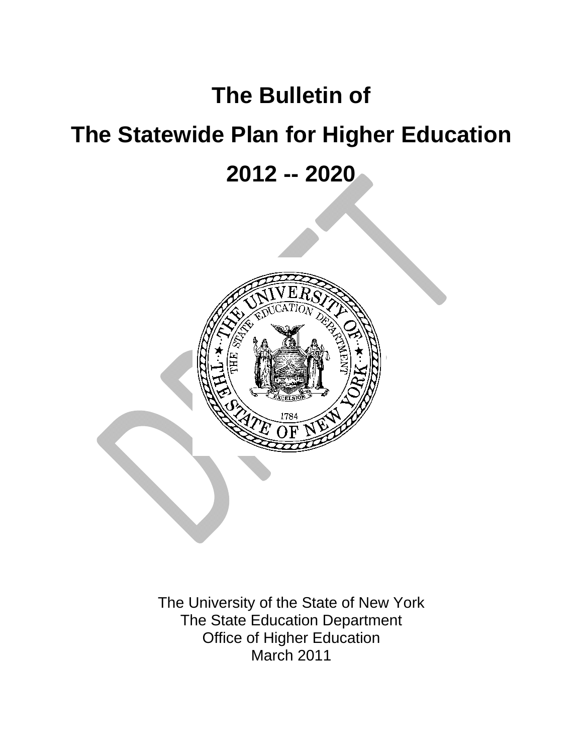# The Bulletin of

# The Statewide Plan for Higher Education

# 2012 -- 2020

The University of the State of New York
The State Education Department
Office of Higher Education
March 2011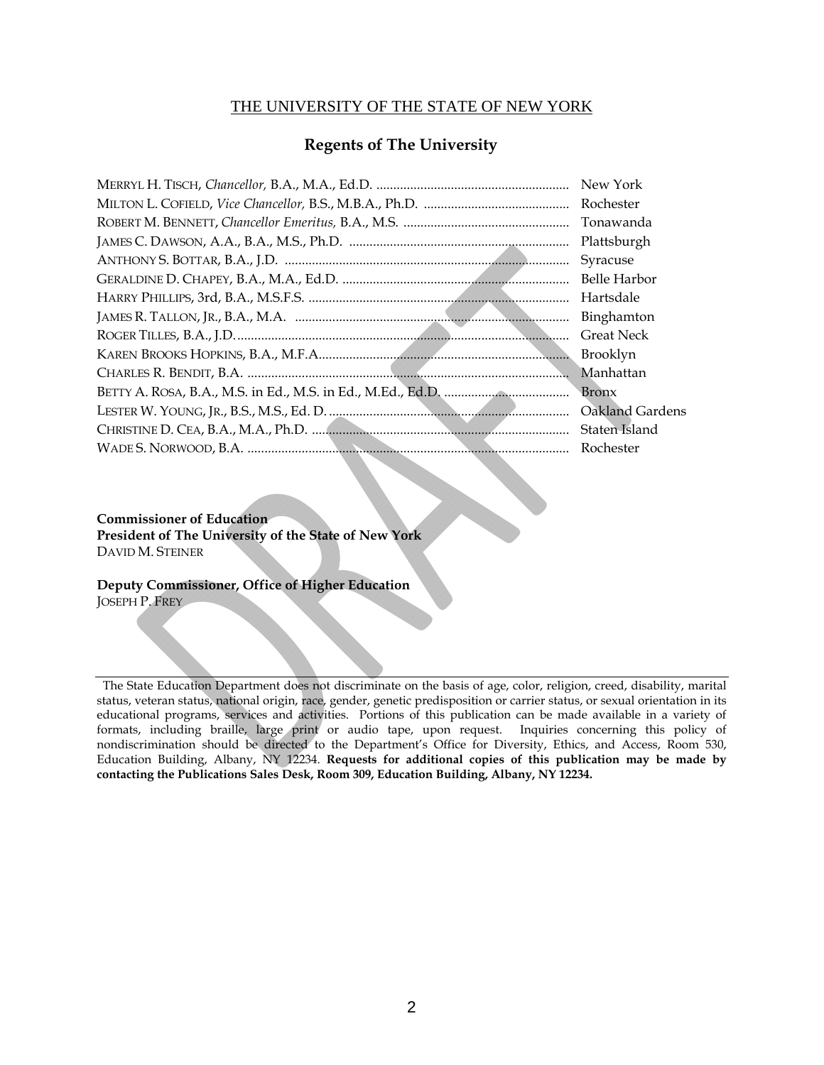THE UNIVERSITY OF THE STATE OF NEW YORK

## Regents of The University

MERRYL H. TISCH, *Chancellor,* B.A., M.A., Ed.D. ........................................................ New York
MILTON L. COFIELD, *Vice Chancellor,* B.S., M.B.A., Ph.D. ........................................... Rochester
ROBERT M. BENNETT, *Chancellor Emeritus,* B.A., M.S. ................................................. Tonawanda
JAMES C. DAWSON, A.A., B.A., M.S., Ph.D. ................................................................ Plattsburgh
ANTHONY S. BOTTAR, B.A., J.D. .................................................................................. Syracuse
GERALDINE D. CHAPEY, B.A., M.A., Ed.D. .................................................................. Belle Harbor
HARRY PHILLIPS, 3rd, B.A., M.S.F.S. ............................................................................ Hartsdale
JAMES R. TALLON, JR., B.A., M.A. ................................................................................ Binghamton
ROGER TILLES, B.A., J.D. ................................................................................................ Great Neck
KAREN BROOKS HOPKINS, B.A., M.F.A. ........................................................................ Brooklyn
CHARLES R. BENDIT, B.A. ............................................................................................. Manhattan
BETTY A. ROSA, B.A., M.S. in Ed., M.S. in Ed., M.Ed., Ed.D. ..................................... Bronx
LESTER W. YOUNG, JR., B.S., M.S., Ed. D. ...................................................................... Oakland Gardens
CHRISTINE D. CEA, B.A., M.A., Ph.D. ........................................................................... Staten Island
WADE S. NORWOOD, B.A. ............................................................................................. Rochester

**Commissioner of Education**
**President of The University of the State of New York**
DAVID M. STEINER

**Deputy Commissioner, Office of Higher Education**
JOSEPH P. FREY

---

The State Education Department does not discriminate on the basis of age, color, religion, creed, disability, marital status, veteran status, national origin, race, gender, genetic predisposition or carrier status, or sexual orientation in its educational programs, services and activities. Portions of this publication can be made available in a variety of formats, including braille, large print or audio tape, upon request. Inquiries concerning this policy of nondiscrimination should be directed to the Department's Office for Diversity, Ethics, and Access, Room 530, Education Building, Albany, NY 12234. **Requests for additional copies of this publication may be made by contacting the Publications Sales Desk, Room 309, Education Building, Albany, NY 12234.**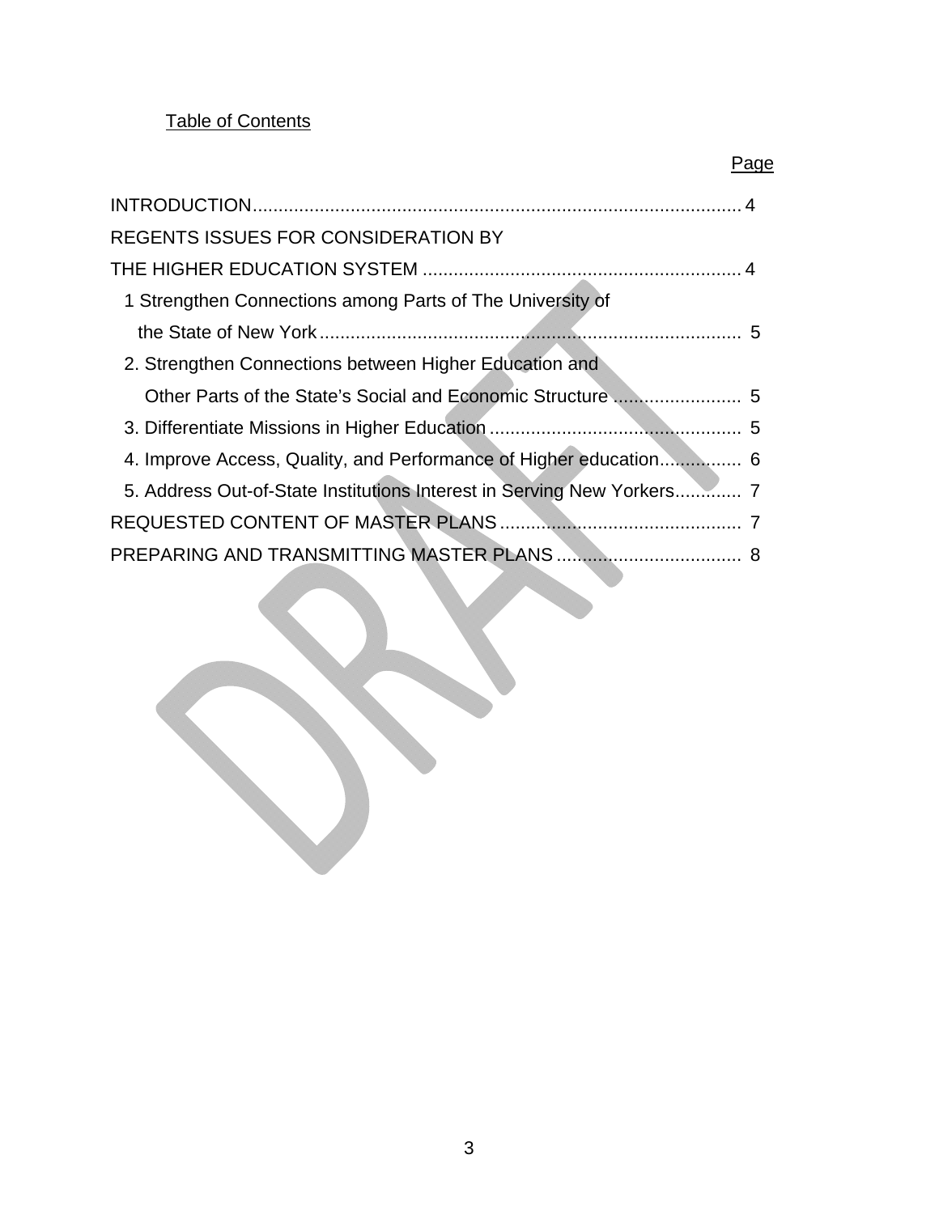Table of Contents

| | Page |
|---|---|
| INTRODUCTION | 4 |
| REGENTS ISSUES FOR CONSIDERATION BY THE HIGHER EDUCATION SYSTEM | 4 |
| 1 Strengthen Connections among Parts of The University of the State of New York | 5 |
| 2. Strengthen Connections between Higher Education and Other Parts of the State's Social and Economic Structure | 5 |
| 3. Differentiate Missions in Higher Education | 5 |
| 4. Improve Access, Quality, and Performance of Higher education | 6 |
| 5. Address Out-of-State Institutions Interest in Serving New Yorkers | 7 |
| REQUESTED CONTENT OF MASTER PLANS | 7 |
| PREPARING AND TRANSMITTING MASTER PLANS | 8 |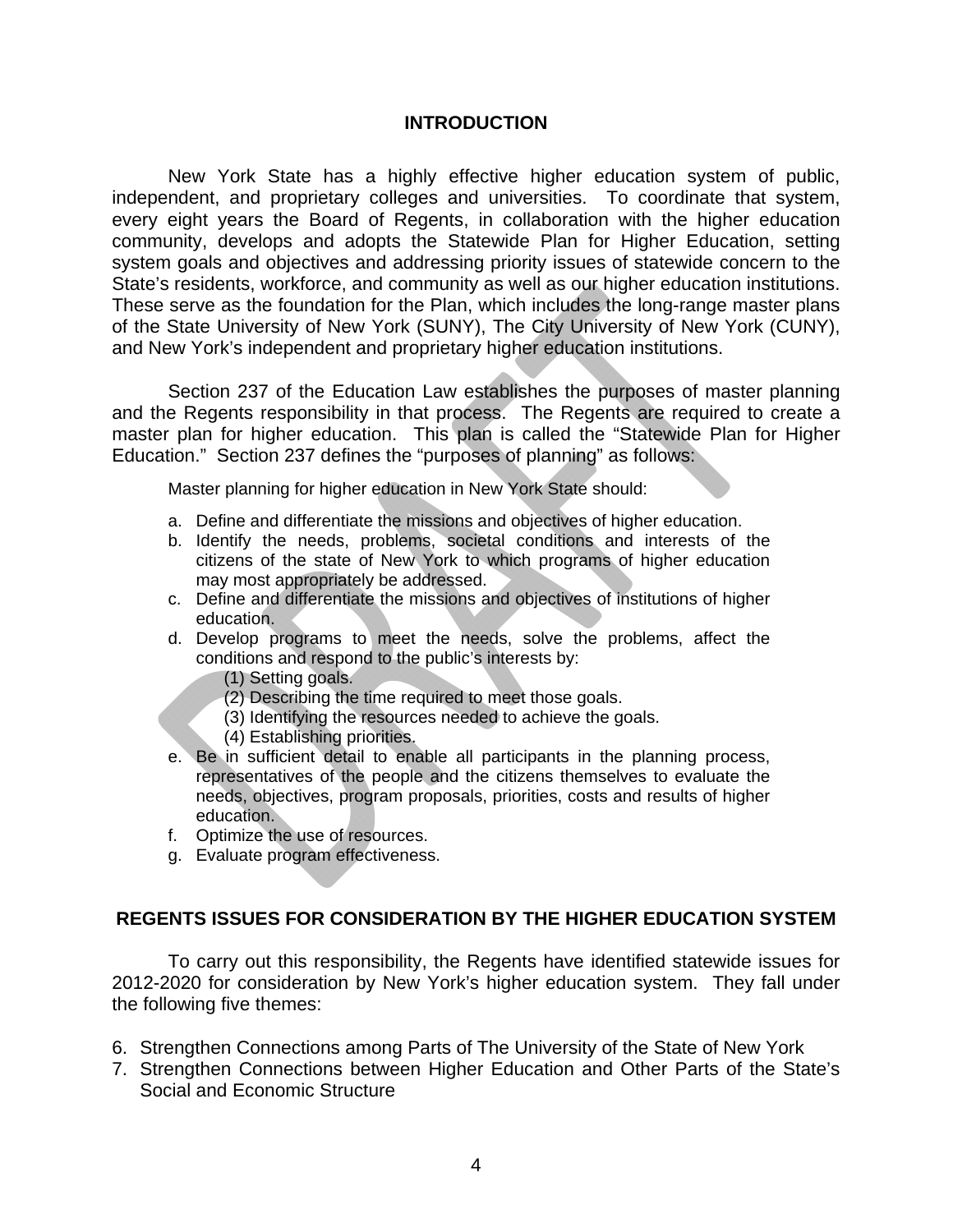## INTRODUCTION

New York State has a highly effective higher education system of public, independent, and proprietary colleges and universities. To coordinate that system, every eight years the Board of Regents, in collaboration with the higher education community, develops and adopts the Statewide Plan for Higher Education, setting system goals and objectives and addressing priority issues of statewide concern to the State's residents, workforce, and community as well as our higher education institutions. These serve as the foundation for the Plan, which includes the long-range master plans of the State University of New York (SUNY), The City University of New York (CUNY), and New York's independent and proprietary higher education institutions.

Section 237 of the Education Law establishes the purposes of master planning and the Regents responsibility in that process. The Regents are required to create a master plan for higher education. This plan is called the "Statewide Plan for Higher Education." Section 237 defines the "purposes of planning" as follows:

> Master planning for higher education in New York State should:
>
> a. Define and differentiate the missions and objectives of higher education.
> b. Identify the needs, problems, societal conditions and interests of the citizens of the state of New York to which programs of higher education may most appropriately be addressed.
> c. Define and differentiate the missions and objectives of institutions of higher education.
> d. Develop programs to meet the needs, solve the problems, affect the conditions and respond to the public's interests by:
>    (1) Setting goals.
>    (2) Describing the time required to meet those goals.
>    (3) Identifying the resources needed to achieve the goals.
>    (4) Establishing priorities.
> e. Be in sufficient detail to enable all participants in the planning process, representatives of the people and the citizens themselves to evaluate the needs, objectives, program proposals, priorities, costs and results of higher education.
> f. Optimize the use of resources.
> g. Evaluate program effectiveness.

## REGENTS ISSUES FOR CONSIDERATION BY THE HIGHER EDUCATION SYSTEM

To carry out this responsibility, the Regents have identified statewide issues for 2012-2020 for consideration by New York's higher education system. They fall under the following five themes:

6. Strengthen Connections among Parts of The University of the State of New York
7. Strengthen Connections between Higher Education and Other Parts of the State's Social and Economic Structure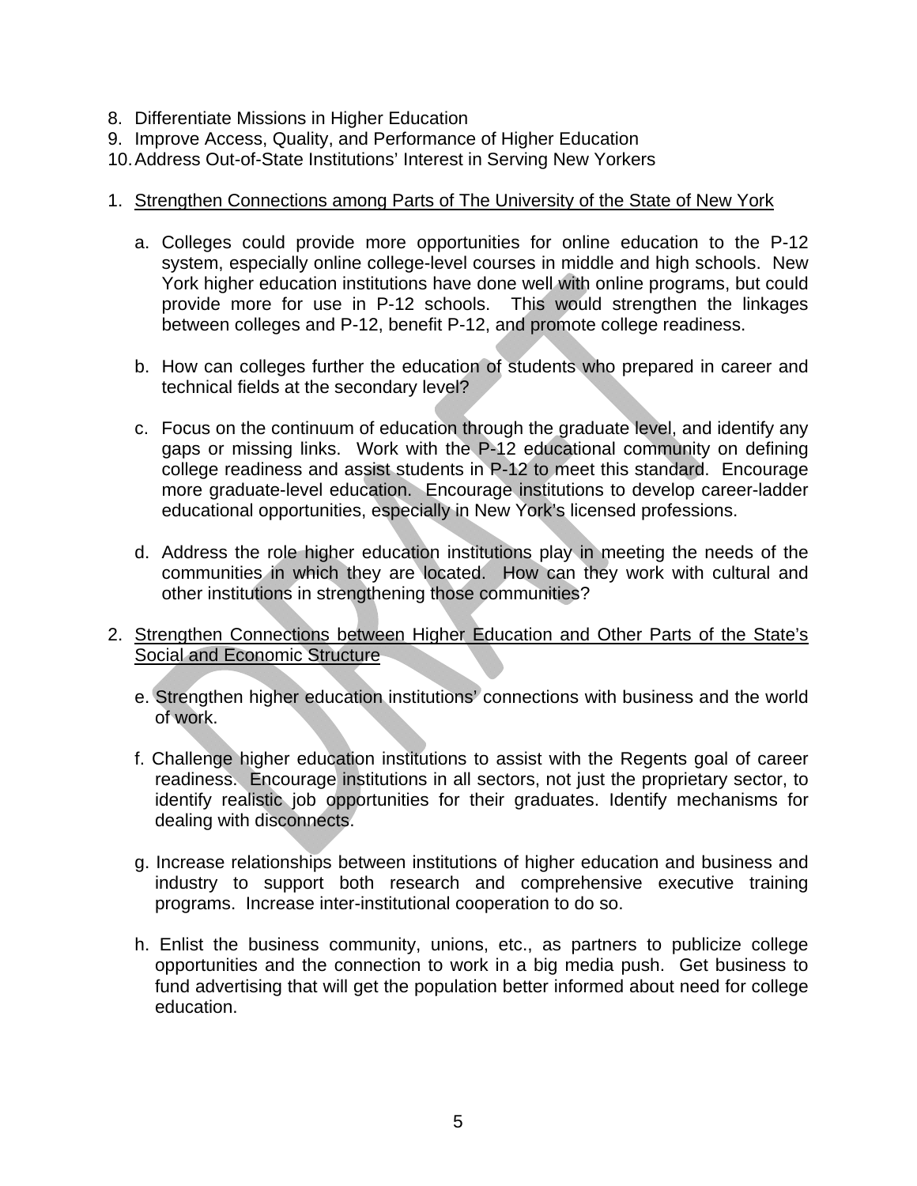8. Differentiate Missions in Higher Education
9. Improve Access, Quality, and Performance of Higher Education
10. Address Out-of-State Institutions' Interest in Serving New Yorkers

1. <u>Strengthen Connections among Parts of The University of the State of New York</u>

   a. Colleges could provide more opportunities for online education to the P-12 system, especially online college-level courses in middle and high schools. New York higher education institutions have done well with online programs, but could provide more for use in P-12 schools. This would strengthen the linkages between colleges and P-12, benefit P-12, and promote college readiness.

   b. How can colleges further the education of students who prepared in career and technical fields at the secondary level?

   c. Focus on the continuum of education through the graduate level, and identify any gaps or missing links. Work with the P-12 educational community on defining college readiness and assist students in P-12 to meet this standard. Encourage more graduate-level education. Encourage institutions to develop career-ladder educational opportunities, especially in New York's licensed professions.

   d. Address the role higher education institutions play in meeting the needs of the communities in which they are located. How can they work with cultural and other institutions in strengthening those communities?

2. <u>Strengthen Connections between Higher Education and Other Parts of the State's Social and Economic Structure</u>

   e. Strengthen higher education institutions' connections with business and the world of work.

   f. Challenge higher education institutions to assist with the Regents goal of career readiness. Encourage institutions in all sectors, not just the proprietary sector, to identify realistic job opportunities for their graduates. Identify mechanisms for dealing with disconnects.

   g. Increase relationships between institutions of higher education and business and industry to support both research and comprehensive executive training programs. Increase inter-institutional cooperation to do so.

   h. Enlist the business community, unions, etc., as partners to publicize college opportunities and the connection to work in a big media push. Get business to fund advertising that will get the population better informed about need for college education.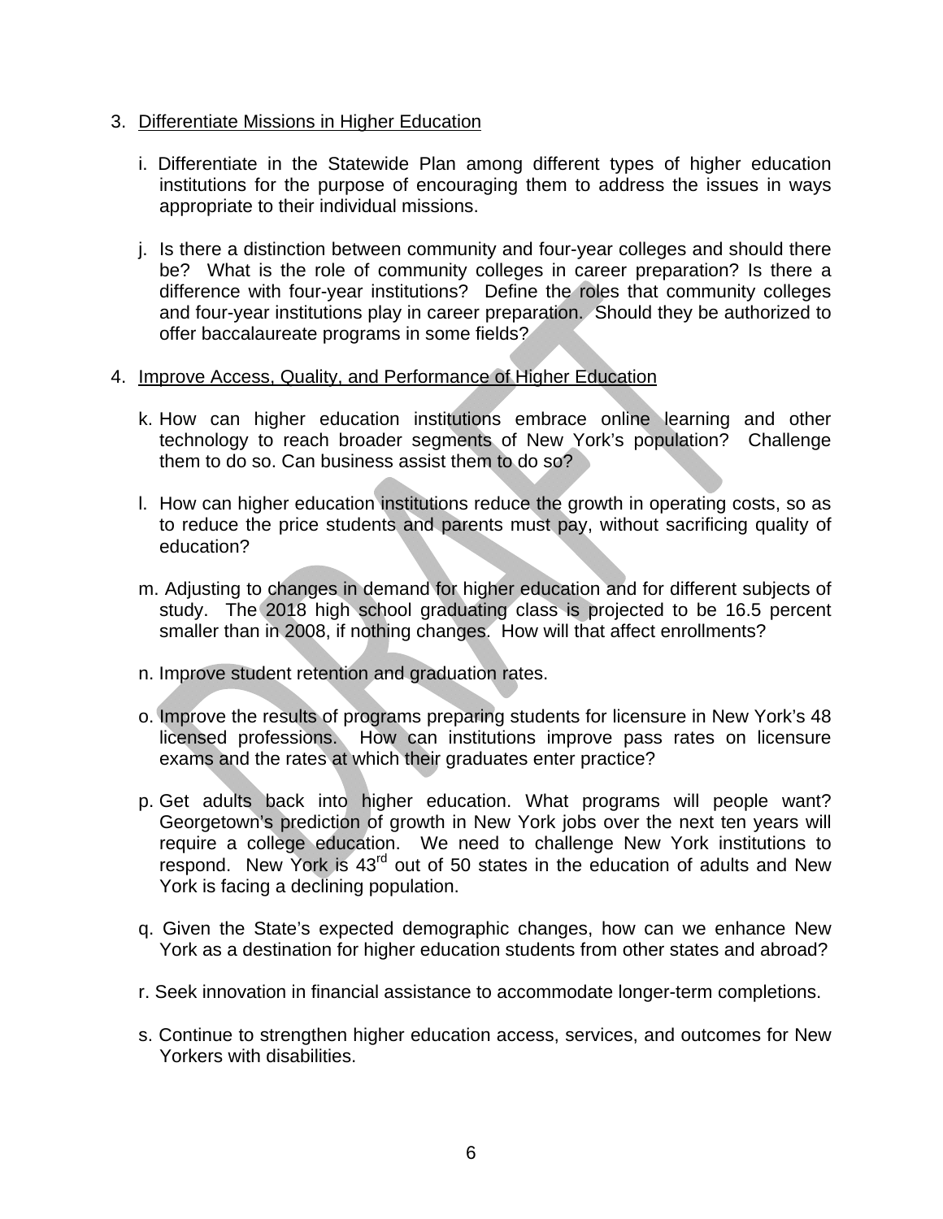3. Differentiate Missions in Higher Education

   i. Differentiate in the Statewide Plan among different types of higher education institutions for the purpose of encouraging them to address the issues in ways appropriate to their individual missions.

   j. Is there a distinction between community and four-year colleges and should there be? What is the role of community colleges in career preparation? Is there a difference with four-year institutions? Define the roles that community colleges and four-year institutions play in career preparation. Should they be authorized to offer baccalaureate programs in some fields?

4. Improve Access, Quality, and Performance of Higher Education

   k. How can higher education institutions embrace online learning and other technology to reach broader segments of New York's population? Challenge them to do so. Can business assist them to do so?

   l. How can higher education institutions reduce the growth in operating costs, so as to reduce the price students and parents must pay, without sacrificing quality of education?

   m. Adjusting to changes in demand for higher education and for different subjects of study. The 2018 high school graduating class is projected to be 16.5 percent smaller than in 2008, if nothing changes. How will that affect enrollments?

   n. Improve student retention and graduation rates.

   o. Improve the results of programs preparing students for licensure in New York's 48 licensed professions. How can institutions improve pass rates on licensure exams and the rates at which their graduates enter practice?

   p. Get adults back into higher education. What programs will people want? Georgetown's prediction of growth in New York jobs over the next ten years will require a college education. We need to challenge New York institutions to respond. New York is 43rd out of 50 states in the education of adults and New York is facing a declining population.

   q. Given the State's expected demographic changes, how can we enhance New York as a destination for higher education students from other states and abroad?

   r. Seek innovation in financial assistance to accommodate longer-term completions.

   s. Continue to strengthen higher education access, services, and outcomes for New Yorkers with disabilities.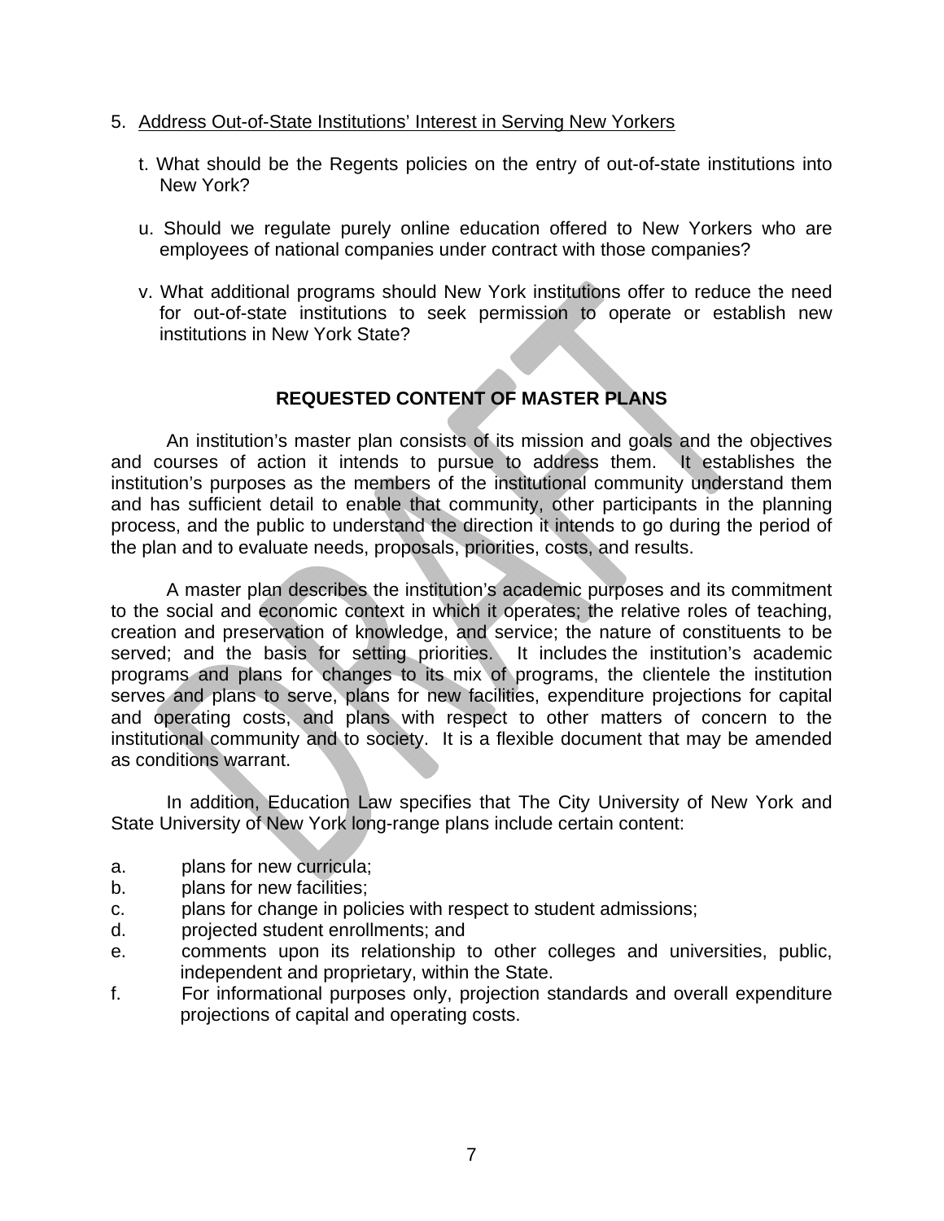5. Address Out-of-State Institutions' Interest in Serving New Yorkers

   t. What should be the Regents policies on the entry of out-of-state institutions into New York?

   u. Should we regulate purely online education offered to New Yorkers who are employees of national companies under contract with those companies?

   v. What additional programs should New York institutions offer to reduce the need for out-of-state institutions to seek permission to operate or establish new institutions in New York State?

## REQUESTED CONTENT OF MASTER PLANS

An institution's master plan consists of its mission and goals and the objectives and courses of action it intends to pursue to address them. It establishes the institution's purposes as the members of the institutional community understand them and has sufficient detail to enable that community, other participants in the planning process, and the public to understand the direction it intends to go during the period of the plan and to evaluate needs, proposals, priorities, costs, and results.

A master plan describes the institution's academic purposes and its commitment to the social and economic context in which it operates; the relative roles of teaching, creation and preservation of knowledge, and service; the nature of constituents to be served; and the basis for setting priorities. It includes the institution's academic programs and plans for changes to its mix of programs, the clientele the institution serves and plans to serve, plans for new facilities, expenditure projections for capital and operating costs, and plans with respect to other matters of concern to the institutional community and to society. It is a flexible document that may be amended as conditions warrant.

In addition, Education Law specifies that The City University of New York and State University of New York long-range plans include certain content:

a. plans for new curricula;
b. plans for new facilities;
c. plans for change in policies with respect to student admissions;
d. projected student enrollments; and
e. comments upon its relationship to other colleges and universities, public, independent and proprietary, within the State.
f. For informational purposes only, projection standards and overall expenditure projections of capital and operating costs.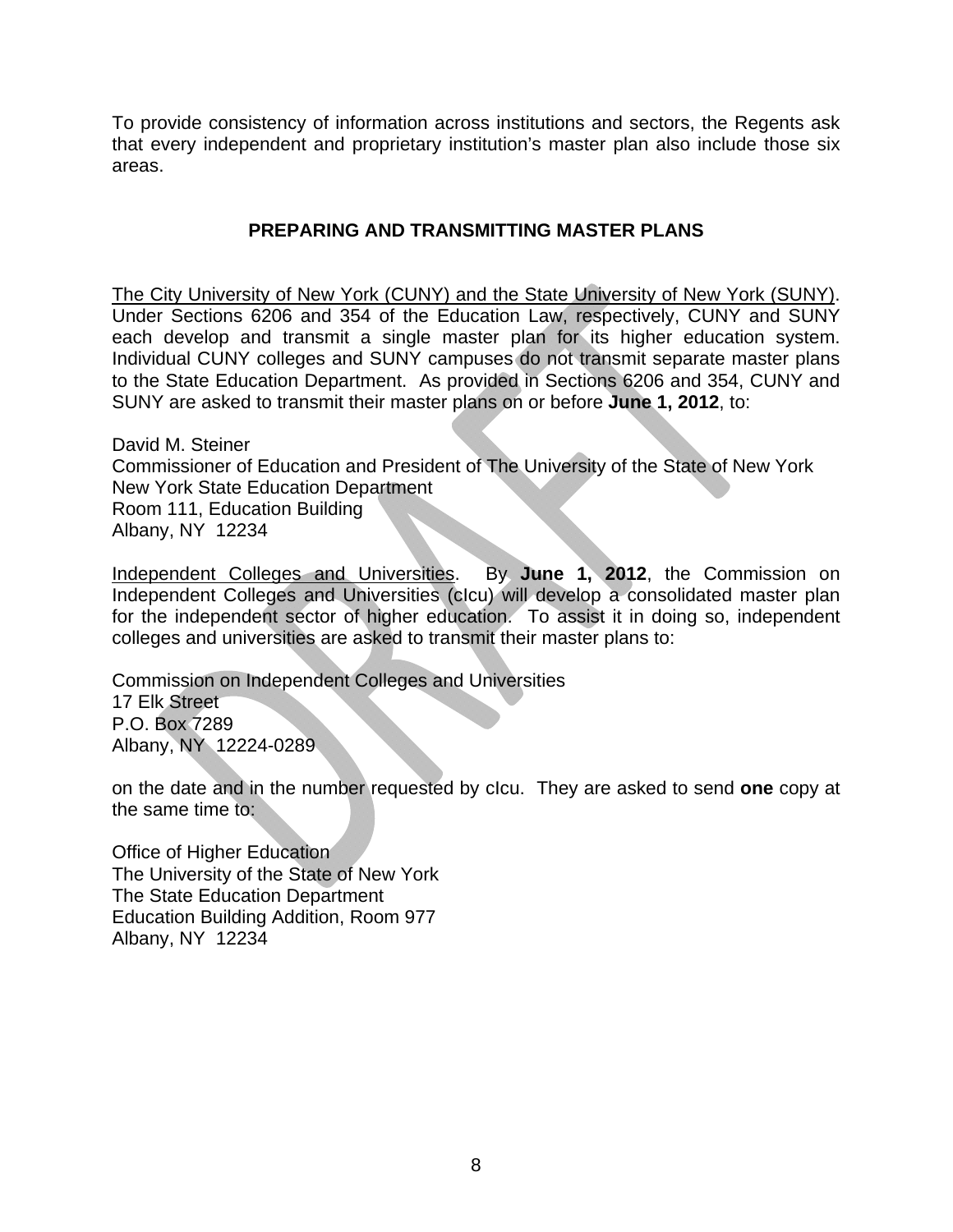To provide consistency of information across institutions and sectors, the Regents ask that every independent and proprietary institution's master plan also include those six areas.

## PREPARING AND TRANSMITTING MASTER PLANS

The City University of New York (CUNY) and the State University of New York (SUNY). Under Sections 6206 and 354 of the Education Law, respectively, CUNY and SUNY each develop and transmit a single master plan for its higher education system. Individual CUNY colleges and SUNY campuses do not transmit separate master plans to the State Education Department. As provided in Sections 6206 and 354, CUNY and SUNY are asked to transmit their master plans on or before **June 1, 2012**, to:

David M. Steiner
Commissioner of Education and President of The University of the State of New York
New York State Education Department
Room 111, Education Building
Albany, NY 12234

Independent Colleges and Universities. By **June 1, 2012**, the Commission on Independent Colleges and Universities (cIcu) will develop a consolidated master plan for the independent sector of higher education. To assist it in doing so, independent colleges and universities are asked to transmit their master plans to:

Commission on Independent Colleges and Universities
17 Elk Street
P.O. Box 7289
Albany, NY 12224-0289

on the date and in the number requested by cIcu. They are asked to send **one** copy at the same time to:

Office of Higher Education
The University of the State of New York
The State Education Department
Education Building Addition, Room 977
Albany, NY 12234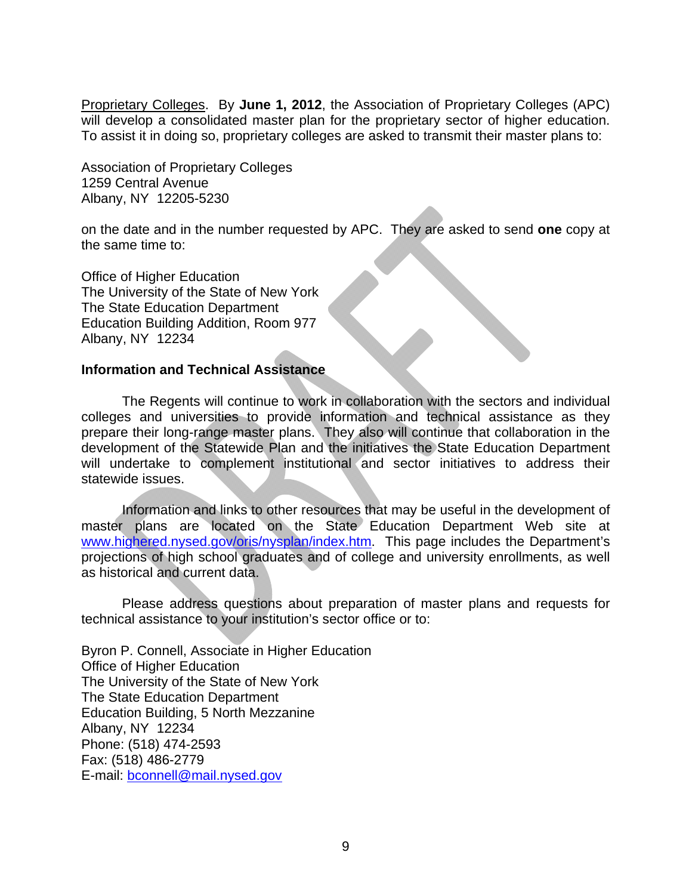Proprietary Colleges. By **June 1, 2012**, the Association of Proprietary Colleges (APC) will develop a consolidated master plan for the proprietary sector of higher education. To assist it in doing so, proprietary colleges are asked to transmit their master plans to:

Association of Proprietary Colleges
1259 Central Avenue
Albany, NY 12205-5230

on the date and in the number requested by APC. They are asked to send **one** copy at the same time to:

Office of Higher Education
The University of the State of New York
The State Education Department
Education Building Addition, Room 977
Albany, NY 12234

**Information and Technical Assistance**

The Regents will continue to work in collaboration with the sectors and individual colleges and universities to provide information and technical assistance as they prepare their long-range master plans. They also will continue that collaboration in the development of the Statewide Plan and the initiatives the State Education Department will undertake to complement institutional and sector initiatives to address their statewide issues.

Information and links to other resources that may be useful in the development of master plans are located on the State Education Department Web site at www.highered.nysed.gov/oris/nysplan/index.htm. This page includes the Department's projections of high school graduates and of college and university enrollments, as well as historical and current data.

Please address questions about preparation of master plans and requests for technical assistance to your institution's sector office or to:

Byron P. Connell, Associate in Higher Education
Office of Higher Education
The University of the State of New York
The State Education Department
Education Building, 5 North Mezzanine
Albany, NY 12234
Phone: (518) 474-2593
Fax: (518) 486-2779
E-mail: bconnell@mail.nysed.gov